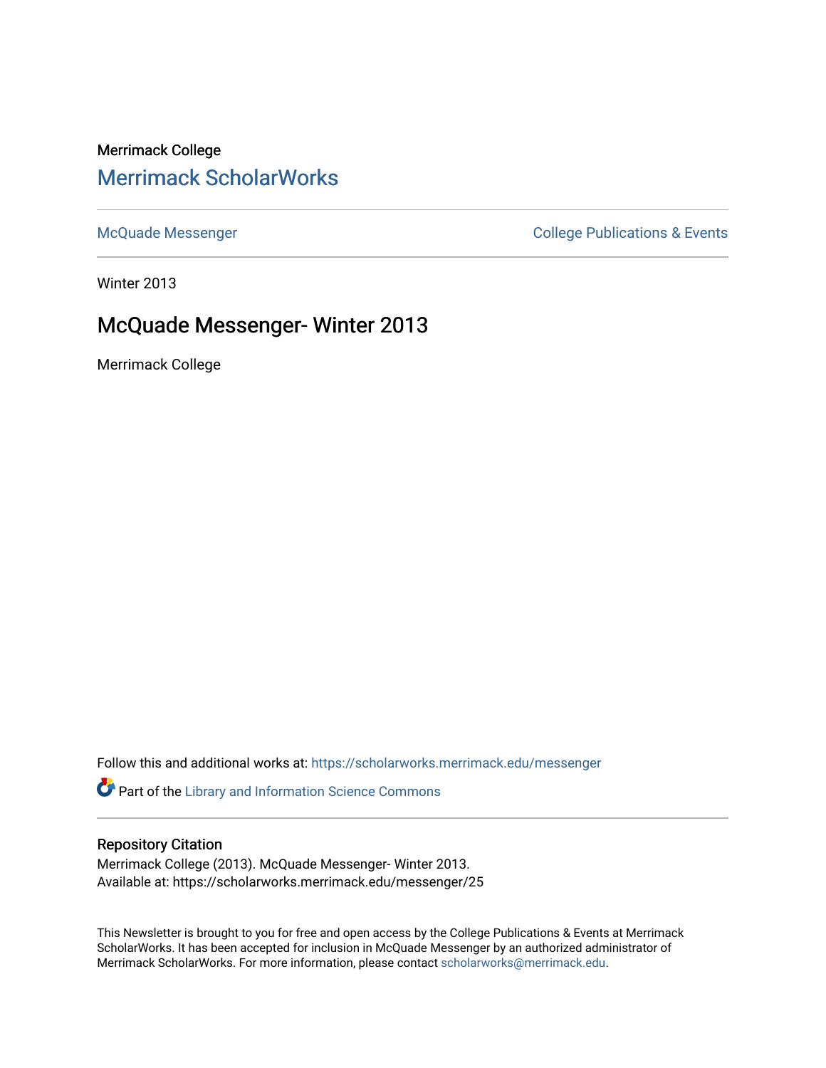Merrimack College

## Merrimack ScholarWorks

McQuade Messenger

College Publications & Events

Winter 2013

# McQuade Messenger- Winter 2013

Merrimack College

Follow this and additional works at: https://scholarworks.merrimack.edu/messenger

Part of the Library and Information Science Commons

### Repository Citation

Merrimack College (2013). McQuade Messenger- Winter 2013.
Available at: https://scholarworks.merrimack.edu/messenger/25

This Newsletter is brought to you for free and open access by the College Publications & Events at Merrimack ScholarWorks. It has been accepted for inclusion in McQuade Messenger by an authorized administrator of Merrimack ScholarWorks. For more information, please contact scholarworks@merrimack.edu.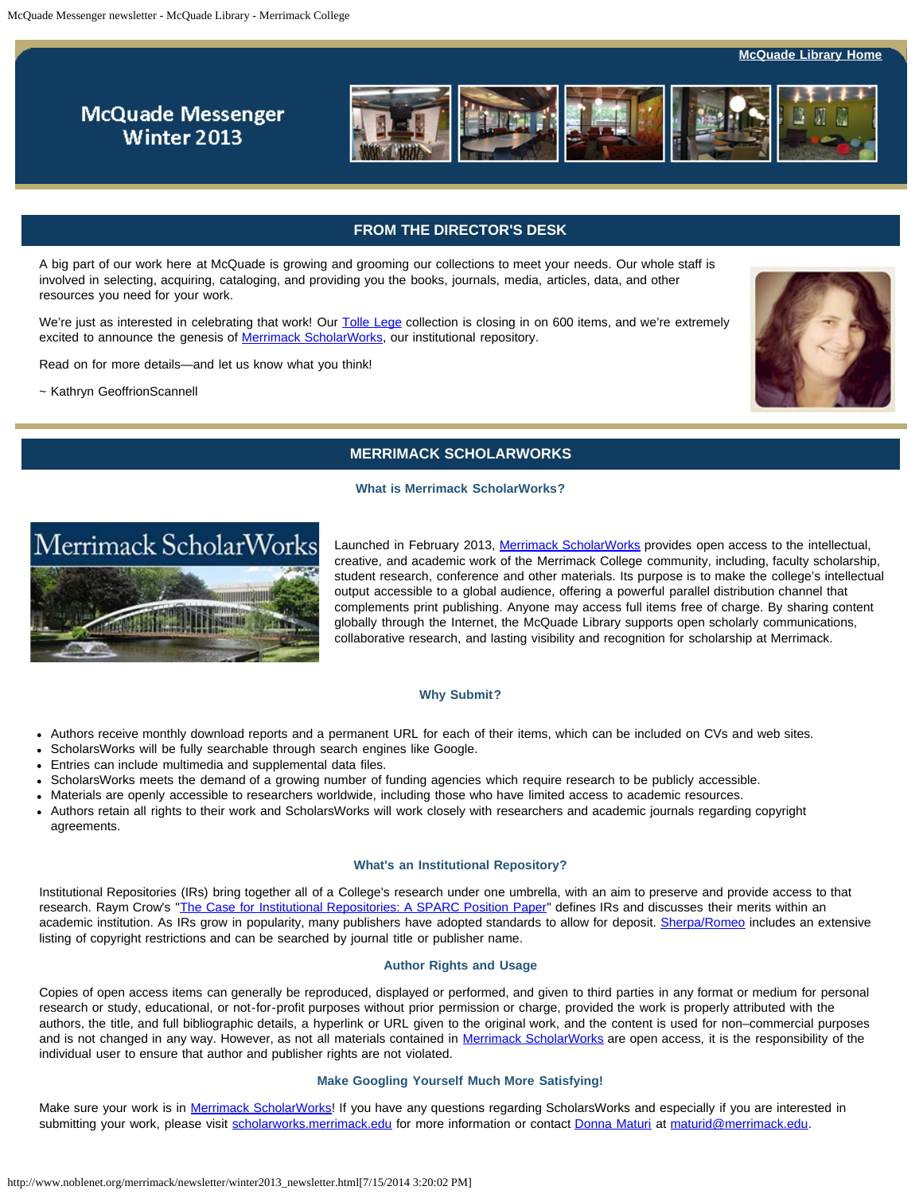McQuade Library Home

# McQuade Messenger Winter 2013

## FROM THE DIRECTOR'S DESK

A big part of our work here at McQuade is growing and grooming our collections to meet your needs. Our whole staff is involved in selecting, acquiring, cataloging, and providing you the books, journals, media, articles, data, and other resources you need for your work.

We're just as interested in celebrating that work! Our Tolle Lege collection is closing in on 600 items, and we're extremely excited to announce the genesis of Merrimack ScholarWorks, our institutional repository.

Read on for more details—and let us know what you think!

~ Kathryn GeoffrionScannell

## MERRIMACK SCHOLARWORKS

### What is Merrimack ScholarWorks?

Launched in February 2013, Merrimack ScholarWorks provides open access to the intellectual, creative, and academic work of the Merrimack College community, including, faculty scholarship, student research, conference and other materials. Its purpose is to make the college's intellectual output accessible to a global audience, offering a powerful parallel distribution channel that complements print publishing. Anyone may access full items free of charge. By sharing content globally through the Internet, the McQuade Library supports open scholarly communications, collaborative research, and lasting visibility and recognition for scholarship at Merrimack.

### Why Submit?

- Authors receive monthly download reports and a permanent URL for each of their items, which can be included on CVs and web sites.
- ScholarsWorks will be fully searchable through search engines like Google.
- Entries can include multimedia and supplemental data files.
- ScholarsWorks meets the demand of a growing number of funding agencies which require research to be publicly accessible.
- Materials are openly accessible to researchers worldwide, including those who have limited access to academic resources.
- Authors retain all rights to their work and ScholarsWorks will work closely with researchers and academic journals regarding copyright agreements.

### What's an Institutional Repository?

Institutional Repositories (IRs) bring together all of a College's research under one umbrella, with an aim to preserve and provide access to that research. Raym Crow's "The Case for Institutional Repositories: A SPARC Position Paper" defines IRs and discusses their merits within an academic institution. As IRs grow in popularity, many publishers have adopted standards to allow for deposit. Sherpa/Romeo includes an extensive listing of copyright restrictions and can be searched by journal title or publisher name.

### Author Rights and Usage

Copies of open access items can generally be reproduced, displayed or performed, and given to third parties in any format or medium for personal research or study, educational, or not-for-profit purposes without prior permission or charge, provided the work is properly attributed with the authors, the title, and full bibliographic details, a hyperlink or URL given to the original work, and the content is used for non–commercial purposes and is not changed in any way. However, as not all materials contained in Merrimack ScholarWorks are open access, it is the responsibility of the individual user to ensure that author and publisher rights are not violated.

### Make Googling Yourself Much More Satisfying!

Make sure your work is in Merrimack ScholarWorks! If you have any questions regarding ScholarsWorks and especially if you are interested in submitting your work, please visit scholarworks.merrimack.edu for more information or contact Donna Maturi at maturid@merrimack.edu.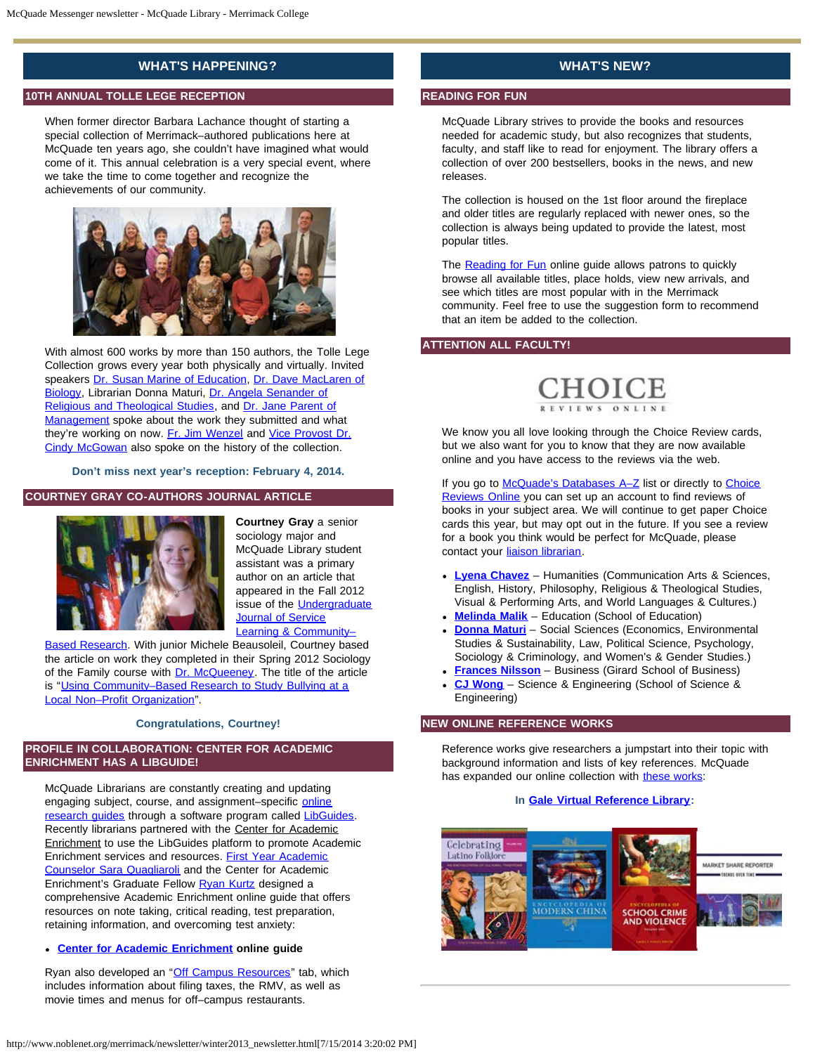## WHAT'S HAPPENING?

### 10TH ANNUAL TOLLE LEGE RECEPTION

When former director Barbara Lachance thought of starting a special collection of Merrimack–authored publications here at McQuade ten years ago, she couldn't have imagined what would come of it. This annual celebration is a very special event, where we take the time to come together and recognize the achievements of our community.

With almost 600 works by more than 150 authors, the Tolle Lege Collection grows every year both physically and virtually. Invited speakers Dr. Susan Marine of Education, Dr. Dave MacLaren of Biology, Librarian Donna Maturi, Dr. Angela Senander of Religious and Theological Studies, and Dr. Jane Parent of Management spoke about the work they submitted and what they're working on now. Fr. Jim Wenzel and Vice Provost Dr. Cindy McGowan also spoke on the history of the collection.

**Don't miss next year's reception: February 4, 2014.**

### COURTNEY GRAY CO-AUTHORS JOURNAL ARTICLE

**Courtney Gray** a senior sociology major and McQuade Library student assistant was a primary author on an article that appeared in the Fall 2012 issue of the Undergraduate Journal of Service Learning & Community–Based Research. With junior Michele Beausoleil, Courtney based the article on work they completed in their Spring 2012 Sociology of the Family course with Dr. McQueeney. The title of the article is "Using Community–Based Research to Study Bullying at a Local Non–Profit Organization".

**Congratulations, Courtney!**

### PROFILE IN COLLABORATION: CENTER FOR ACADEMIC ENRICHMENT HAS A LIBGUIDE!

McQuade Librarians are constantly creating and updating engaging subject, course, and assignment–specific online research guides through a software program called LibGuides. Recently librarians partnered with the Center for Academic Enrichment to use the LibGuides platform to promote Academic Enrichment services and resources. First Year Academic Counselor Sara Quagliaroli and the Center for Academic Enrichment's Graduate Fellow Ryan Kurtz designed a comprehensive Academic Enrichment online guide that offers resources on note taking, critical reading, test preparation, retaining information, and overcoming test anxiety:

- **Center for Academic Enrichment online guide**

Ryan also developed an "Off Campus Resources" tab, which includes information about filing taxes, the RMV, as well as movie times and menus for off–campus restaurants.

## WHAT'S NEW?

### READING FOR FUN

McQuade Library strives to provide the books and resources needed for academic study, but also recognizes that students, faculty, and staff like to read for enjoyment. The library offers a collection of over 200 bestsellers, books in the news, and new releases.

The collection is housed on the 1st floor around the fireplace and older titles are regularly replaced with newer ones, so the collection is always being updated to provide the latest, most popular titles.

The Reading for Fun online guide allows patrons to quickly browse all available titles, place holds, view new arrivals, and see which titles are most popular with in the Merrimack community. Feel free to use the suggestion form to recommend that an item be added to the collection.

### ATTENTION ALL FACULTY!

CHOICE REVIEWS ONLINE

We know you all love looking through the Choice Review cards, but we also want for you to know that they are now available online and you have access to the reviews via the web.

If you go to McQuade's Databases A–Z list or directly to Choice Reviews Online you can set up an account to find reviews of books in your subject area. We will continue to get paper Choice cards this year, but may opt out in the future. If you see a review for a book you think would be perfect for McQuade, please contact your liaison librarian.

- **Lyena Chavez** – Humanities (Communication Arts & Sciences, English, History, Philosophy, Religious & Theological Studies, Visual & Performing Arts, and World Languages & Cultures.)
- **Melinda Malik** – Education (School of Education)
- **Donna Maturi** – Social Sciences (Economics, Environmental Studies & Sustainability, Law, Political Science, Psychology, Sociology & Criminology, and Women's & Gender Studies.)
- **Frances Nilsson** – Business (Girard School of Business)
- **CJ Wong** – Science & Engineering (School of Science & Engineering)

### NEW ONLINE REFERENCE WORKS

Reference works give researchers a jumpstart into their topic with background information and lists of key references. McQuade has expanded our online collection with these works:

**In Gale Virtual Reference Library:**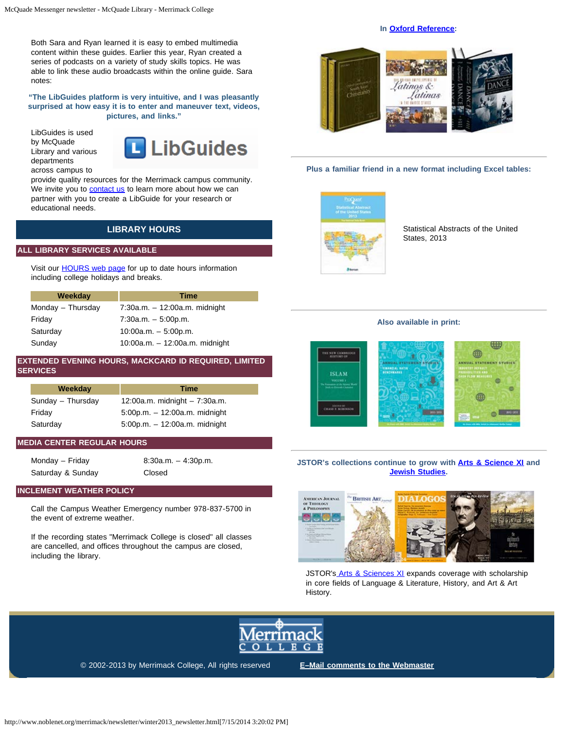Both Sara and Ryan learned it is easy to embed multimedia content within these guides. Earlier this year, Ryan created a series of podcasts on a variety of study skills topics. He was able to link these audio broadcasts within the online guide. Sara notes:

**"The LibGuides platform is very intuitive, and I was pleasantly surprised at how easy it is to enter and maneuver text, videos, pictures, and links."**

LibGuides is used by McQuade Library and various departments across campus to provide quality resources for the Merrimack campus community. We invite you to contact us to learn more about how we can partner with you to create a LibGuide for your research or educational needs.

## LIBRARY HOURS

### ALL LIBRARY SERVICES AVAILABLE

Visit our HOURS web page for up to date hours information including college holidays and breaks.

| Weekday | Time |
|---|---|
| Monday – Thursday | 7:30a.m. – 12:00a.m. midnight |
| Friday | 7:30a.m. – 5:00p.m. |
| Saturday | 10:00a.m. – 5:00p.m. |
| Sunday | 10:00a.m. – 12:00a.m. midnight |

### EXTENDED EVENING HOURS, MACKCARD ID REQUIRED, LIMITED SERVICES

| Weekday | Time |
|---|---|
| Sunday – Thursday | 12:00a.m. midnight – 7:30a.m. |
| Friday | 5:00p.m. – 12:00a.m. midnight |
| Saturday | 5:00p.m. – 12:00a.m. midnight |

### MEDIA CENTER REGULAR HOURS

| | |
|---|---|
| Monday – Friday | 8:30a.m. – 4:30p.m. |
| Saturday & Sunday | Closed |

### INCLEMENT WEATHER POLICY

Call the Campus Weather Emergency number 978-837-5700 in the event of extreme weather.

If the recording states "Merrimack College is closed" all classes are cancelled, and offices throughout the campus are closed, including the library.

**In Oxford Reference:**

**Plus a familiar friend in a new format including Excel tables:**

Statistical Abstracts of the United States, 2013

**Also available in print:**

**JSTOR's collections continue to grow with Arts & Science XI and Jewish Studies.**

JSTOR's Arts & Sciences XI expands coverage with scholarship in core fields of Language & Literature, History, and Art & Art History.

© 2002-2013 by Merrimack College, All rights reserved

**E–Mail comments to the Webmaster**